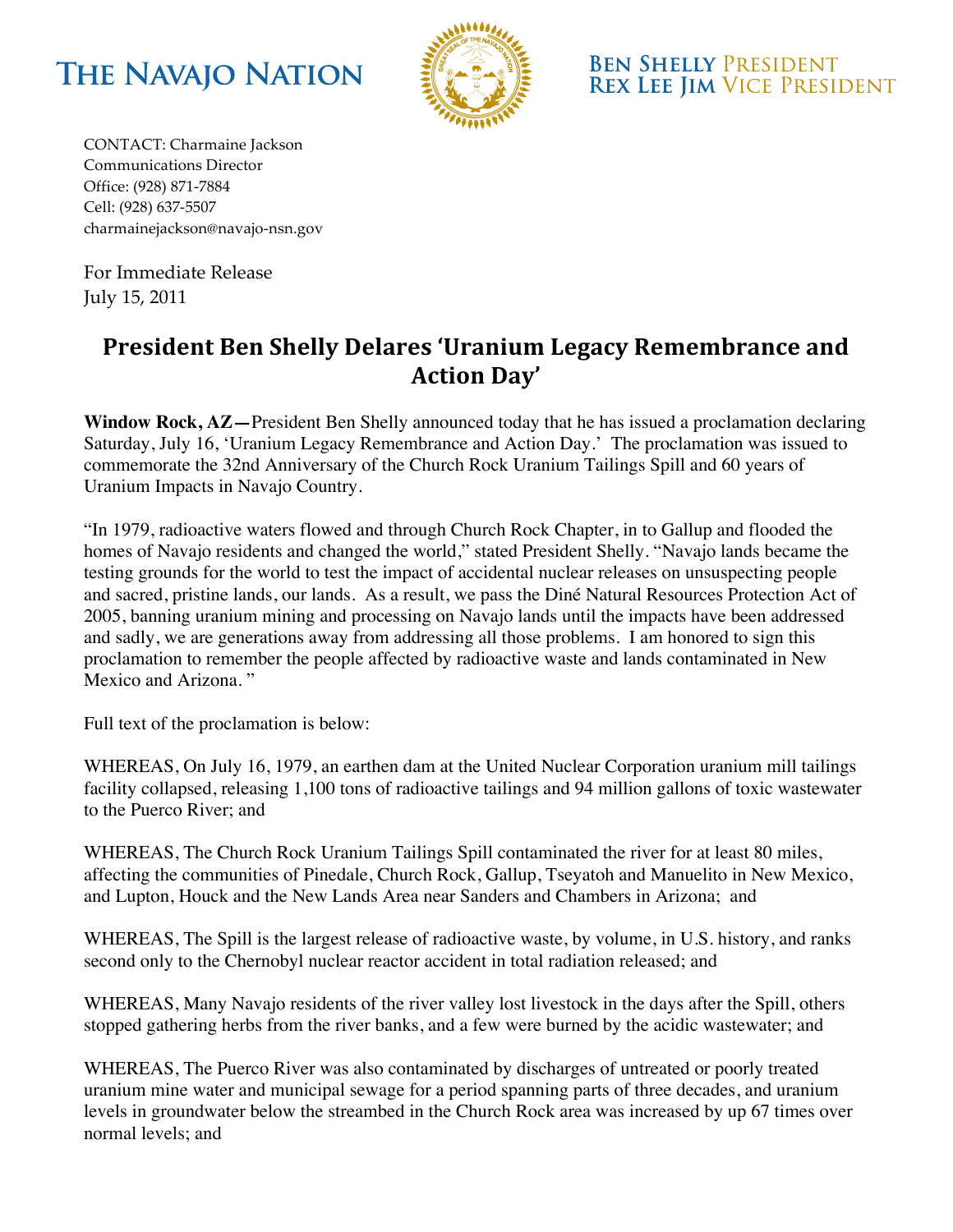**THE NAVAJO NATION**

**BEN SHELLY** PRESIDENT
**REX LEE JIM** VICE PRESIDENT

CONTACT: Charmaine Jackson
Communications Director
Office: (928) 871-7884
Cell: (928) 637-5507
charmainejackson@navajo-nsn.gov

For Immediate Release
July 15, 2011

# President Ben Shelly Delares 'Uranium Legacy Remembrance and Action Day'

**Window Rock, AZ—**President Ben Shelly announced today that he has issued a proclamation declaring Saturday, July 16, 'Uranium Legacy Remembrance and Action Day.' The proclamation was issued to commemorate the 32nd Anniversary of the Church Rock Uranium Tailings Spill and 60 years of Uranium Impacts in Navajo Country.

"In 1979, radioactive waters flowed and through Church Rock Chapter, in to Gallup and flooded the homes of Navajo residents and changed the world," stated President Shelly. "Navajo lands became the testing grounds for the world to test the impact of accidental nuclear releases on unsuspecting people and sacred, pristine lands, our lands. As a result, we pass the Diné Natural Resources Protection Act of 2005, banning uranium mining and processing on Navajo lands until the impacts have been addressed and sadly, we are generations away from addressing all those problems. I am honored to sign this proclamation to remember the people affected by radioactive waste and lands contaminated in New Mexico and Arizona. "

Full text of the proclamation is below:

WHEREAS, On July 16, 1979, an earthen dam at the United Nuclear Corporation uranium mill tailings facility collapsed, releasing 1,100 tons of radioactive tailings and 94 million gallons of toxic wastewater to the Puerco River; and

WHEREAS, The Church Rock Uranium Tailings Spill contaminated the river for at least 80 miles, affecting the communities of Pinedale, Church Rock, Gallup, Tseyatoh and Manuelito in New Mexico, and Lupton, Houck and the New Lands Area near Sanders and Chambers in Arizona; and

WHEREAS, The Spill is the largest release of radioactive waste, by volume, in U.S. history, and ranks second only to the Chernobyl nuclear reactor accident in total radiation released; and

WHEREAS, Many Navajo residents of the river valley lost livestock in the days after the Spill, others stopped gathering herbs from the river banks, and a few were burned by the acidic wastewater; and

WHEREAS, The Puerco River was also contaminated by discharges of untreated or poorly treated uranium mine water and municipal sewage for a period spanning parts of three decades, and uranium levels in groundwater below the streambed in the Church Rock area was increased by up 67 times over normal levels; and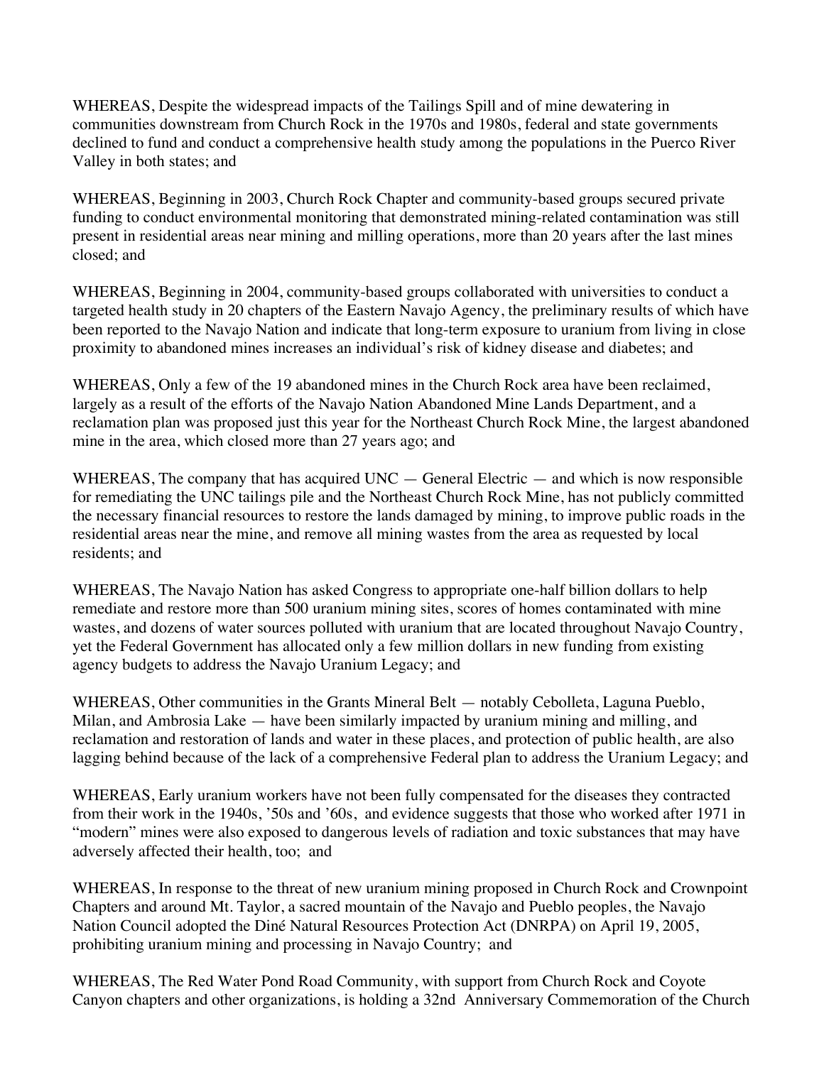WHEREAS, Despite the widespread impacts of the Tailings Spill and of mine dewatering in communities downstream from Church Rock in the 1970s and 1980s, federal and state governments declined to fund and conduct a comprehensive health study among the populations in the Puerco River Valley in both states; and

WHEREAS, Beginning in 2003, Church Rock Chapter and community-based groups secured private funding to conduct environmental monitoring that demonstrated mining-related contamination was still present in residential areas near mining and milling operations, more than 20 years after the last mines closed; and

WHEREAS, Beginning in 2004, community-based groups collaborated with universities to conduct a targeted health study in 20 chapters of the Eastern Navajo Agency, the preliminary results of which have been reported to the Navajo Nation and indicate that long-term exposure to uranium from living in close proximity to abandoned mines increases an individual's risk of kidney disease and diabetes; and

WHEREAS, Only a few of the 19 abandoned mines in the Church Rock area have been reclaimed, largely as a result of the efforts of the Navajo Nation Abandoned Mine Lands Department, and a reclamation plan was proposed just this year for the Northeast Church Rock Mine, the largest abandoned mine in the area, which closed more than 27 years ago; and

WHEREAS, The company that has acquired UNC — General Electric — and which is now responsible for remediating the UNC tailings pile and the Northeast Church Rock Mine, has not publicly committed the necessary financial resources to restore the lands damaged by mining, to improve public roads in the residential areas near the mine, and remove all mining wastes from the area as requested by local residents; and

WHEREAS, The Navajo Nation has asked Congress to appropriate one-half billion dollars to help remediate and restore more than 500 uranium mining sites, scores of homes contaminated with mine wastes, and dozens of water sources polluted with uranium that are located throughout Navajo Country, yet the Federal Government has allocated only a few million dollars in new funding from existing agency budgets to address the Navajo Uranium Legacy; and

WHEREAS, Other communities in the Grants Mineral Belt — notably Cebolleta, Laguna Pueblo, Milan, and Ambrosia Lake — have been similarly impacted by uranium mining and milling, and reclamation and restoration of lands and water in these places, and protection of public health, are also lagging behind because of the lack of a comprehensive Federal plan to address the Uranium Legacy; and

WHEREAS, Early uranium workers have not been fully compensated for the diseases they contracted from their work in the 1940s, '50s and '60s, and evidence suggests that those who worked after 1971 in "modern" mines were also exposed to dangerous levels of radiation and toxic substances that may have adversely affected their health, too; and

WHEREAS, In response to the threat of new uranium mining proposed in Church Rock and Crownpoint Chapters and around Mt. Taylor, a sacred mountain of the Navajo and Pueblo peoples, the Navajo Nation Council adopted the Diné Natural Resources Protection Act (DNRPA) on April 19, 2005, prohibiting uranium mining and processing in Navajo Country; and

WHEREAS, The Red Water Pond Road Community, with support from Church Rock and Coyote Canyon chapters and other organizations, is holding a 32nd Anniversary Commemoration of the Church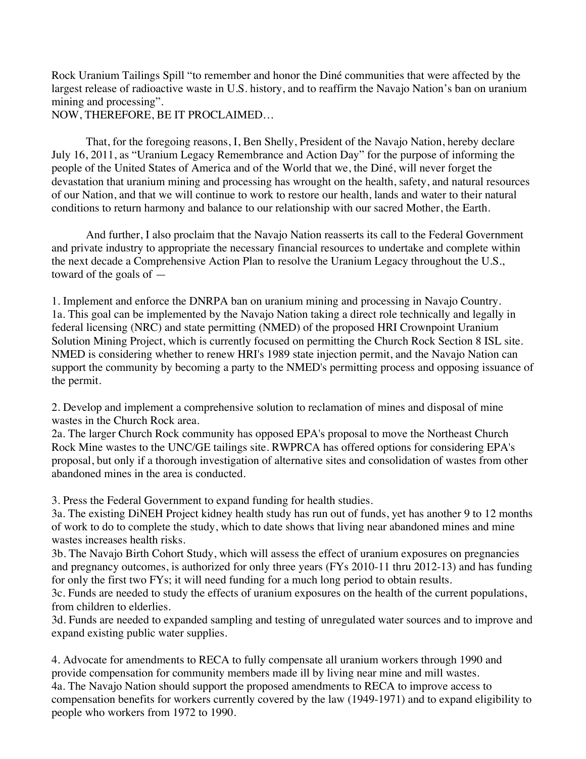Rock Uranium Tailings Spill "to remember and honor the Diné communities that were affected by the largest release of radioactive waste in U.S. history, and to reaffirm the Navajo Nation's ban on uranium mining and processing".
NOW, THEREFORE, BE IT PROCLAIMED…

That, for the foregoing reasons, I, Ben Shelly, President of the Navajo Nation, hereby declare July 16, 2011, as "Uranium Legacy Remembrance and Action Day" for the purpose of informing the people of the United States of America and of the World that we, the Diné, will never forget the devastation that uranium mining and processing has wrought on the health, safety, and natural resources of our Nation, and that we will continue to work to restore our health, lands and water to their natural conditions to return harmony and balance to our relationship with our sacred Mother, the Earth.

And further, I also proclaim that the Navajo Nation reasserts its call to the Federal Government and private industry to appropriate the necessary financial resources to undertake and complete within the next decade a Comprehensive Action Plan to resolve the Uranium Legacy throughout the U.S., toward of the goals of —

1. Implement and enforce the DNRPA ban on uranium mining and processing in Navajo Country.
1a. This goal can be implemented by the Navajo Nation taking a direct role technically and legally in federal licensing (NRC) and state permitting (NMED) of the proposed HRI Crownpoint Uranium Solution Mining Project, which is currently focused on permitting the Church Rock Section 8 ISL site. NMED is considering whether to renew HRI's 1989 state injection permit, and the Navajo Nation can support the community by becoming a party to the NMED's permitting process and opposing issuance of the permit.

2. Develop and implement a comprehensive solution to reclamation of mines and disposal of mine wastes in the Church Rock area.
2a. The larger Church Rock community has opposed EPA's proposal to move the Northeast Church Rock Mine wastes to the UNC/GE tailings site. RWPRCA has offered options for considering EPA's proposal, but only if a thorough investigation of alternative sites and consolidation of wastes from other abandoned mines in the area is conducted.

3. Press the Federal Government to expand funding for health studies.
3a. The existing DiNEH Project kidney health study has run out of funds, yet has another 9 to 12 months of work to do to complete the study, which to date shows that living near abandoned mines and mine wastes increases health risks.
3b. The Navajo Birth Cohort Study, which will assess the effect of uranium exposures on pregnancies and pregnancy outcomes, is authorized for only three years (FYs 2010-11 thru 2012-13) and has funding for only the first two FYs; it will need funding for a much long period to obtain results.
3c. Funds are needed to study the effects of uranium exposures on the health of the current populations, from children to elderlies.
3d. Funds are needed to expanded sampling and testing of unregulated water sources and to improve and expand existing public water supplies.

4. Advocate for amendments to RECA to fully compensate all uranium workers through 1990 and provide compensation for community members made ill by living near mine and mill wastes.
4a. The Navajo Nation should support the proposed amendments to RECA to improve access to compensation benefits for workers currently covered by the law (1949-1971) and to expand eligibility to people who workers from 1972 to 1990.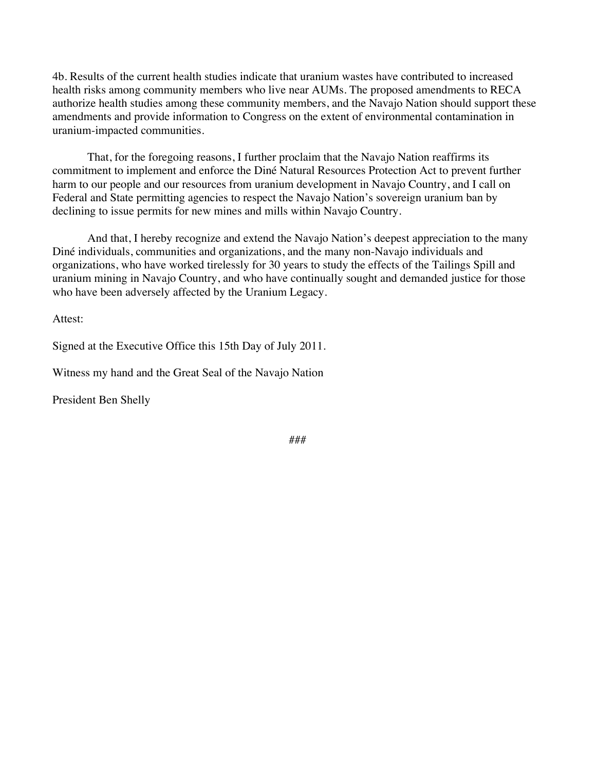4b. Results of the current health studies indicate that uranium wastes have contributed to increased health risks among community members who live near AUMs. The proposed amendments to RECA authorize health studies among these community members, and the Navajo Nation should support these amendments and provide information to Congress on the extent of environmental contamination in uranium-impacted communities.

That, for the foregoing reasons, I further proclaim that the Navajo Nation reaffirms its commitment to implement and enforce the Diné Natural Resources Protection Act to prevent further harm to our people and our resources from uranium development in Navajo Country, and I call on Federal and State permitting agencies to respect the Navajo Nation's sovereign uranium ban by declining to issue permits for new mines and mills within Navajo Country.

And that, I hereby recognize and extend the Navajo Nation's deepest appreciation to the many Diné individuals, communities and organizations, and the many non-Navajo individuals and organizations, who have worked tirelessly for 30 years to study the effects of the Tailings Spill and uranium mining in Navajo Country, and who have continually sought and demanded justice for those who have been adversely affected by the Uranium Legacy.

Attest:

Signed at the Executive Office this 15th Day of July 2011.

Witness my hand and the Great Seal of the Navajo Nation

President Ben Shelly

###